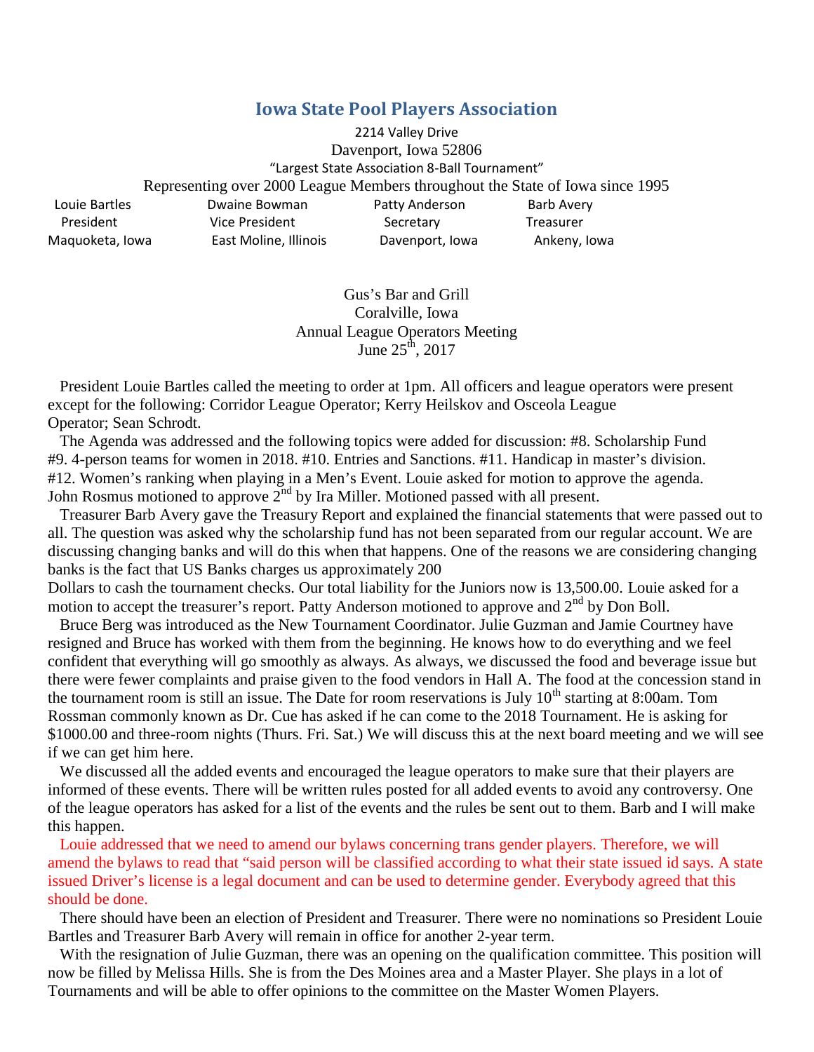# Iowa State Pool Players Association

2214 Valley Drive
Davenport, Iowa 52806
"Largest State Association 8-Ball Tournament"
Representing over 2000 League Members throughout the State of Iowa since 1995

| Louie Bartles | Dwaine Bowman | Patty Anderson | Barb Avery |
|---|---|---|---|
| President | Vice President | Secretary | Treasurer |
| Maquoketa, Iowa | East Moline, Illinois | Davenport, Iowa | Ankeny, Iowa |

Gus's Bar and Grill
Coralville, Iowa
Annual League Operators Meeting
June 25th, 2017

President Louie Bartles called the meeting to order at 1pm. All officers and league operators were present except for the following: Corridor League Operator; Kerry Heilskov and Osceola League Operator; Sean Schrodt.

The Agenda was addressed and the following topics were added for discussion: #8. Scholarship Fund #9. 4-person teams for women in 2018. #10. Entries and Sanctions. #11. Handicap in master's division. #12. Women's ranking when playing in a Men's Event. Louie asked for motion to approve the agenda. John Rosmus motioned to approve 2nd by Ira Miller. Motioned passed with all present.

Treasurer Barb Avery gave the Treasury Report and explained the financial statements that were passed out to all. The question was asked why the scholarship fund has not been separated from our regular account. We are discussing changing banks and will do this when that happens. One of the reasons we are considering changing banks is the fact that US Banks charges us approximately 200 Dollars to cash the tournament checks. Our total liability for the Juniors now is 13,500.00. Louie asked for a motion to accept the treasurer's report. Patty Anderson motioned to approve and 2nd by Don Boll.

Bruce Berg was introduced as the New Tournament Coordinator. Julie Guzman and Jamie Courtney have resigned and Bruce has worked with them from the beginning. He knows how to do everything and we feel confident that everything will go smoothly as always. As always, we discussed the food and beverage issue but there were fewer complaints and praise given to the food vendors in Hall A. The food at the concession stand in the tournament room is still an issue. The Date for room reservations is July 10th starting at 8:00am. Tom Rossman commonly known as Dr. Cue has asked if he can come to the 2018 Tournament. He is asking for $1000.00 and three-room nights (Thurs. Fri. Sat.) We will discuss this at the next board meeting and we will see if we can get him here.

We discussed all the added events and encouraged the league operators to make sure that their players are informed of these events. There will be written rules posted for all added events to avoid any controversy. One of the league operators has asked for a list of the events and the rules be sent out to them. Barb and I will make this happen.

Louie addressed that we need to amend our bylaws concerning trans gender players. Therefore, we will amend the bylaws to read that "said person will be classified according to what their state issued id says. A state issued Driver's license is a legal document and can be used to determine gender. Everybody agreed that this should be done.

There should have been an election of President and Treasurer. There were no nominations so President Louie Bartles and Treasurer Barb Avery will remain in office for another 2-year term.

With the resignation of Julie Guzman, there was an opening on the qualification committee. This position will now be filled by Melissa Hills. She is from the Des Moines area and a Master Player. She plays in a lot of Tournaments and will be able to offer opinions to the committee on the Master Women Players.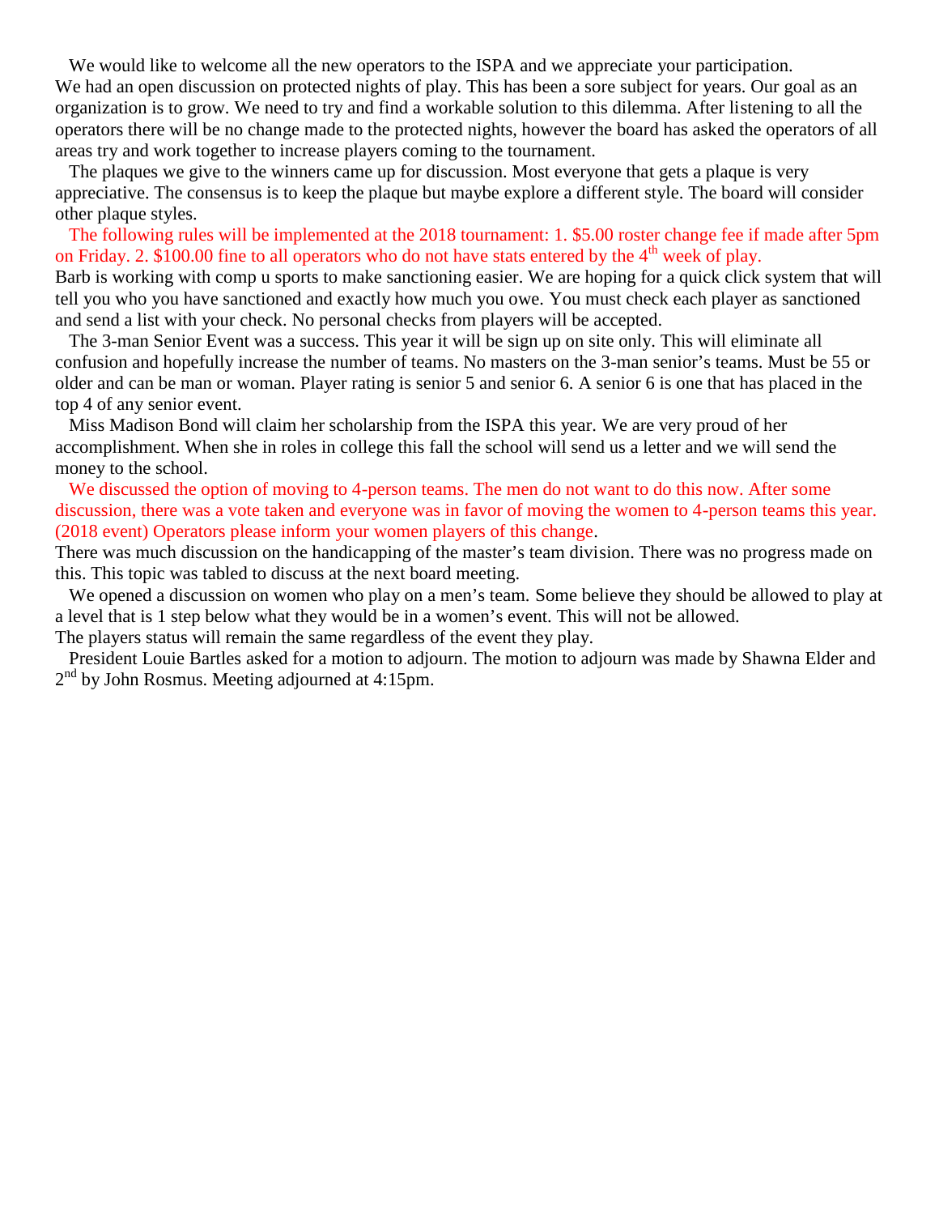We would like to welcome all the new operators to the ISPA and we appreciate your participation. We had an open discussion on protected nights of play. This has been a sore subject for years. Our goal as an organization is to grow. We need to try and find a workable solution to this dilemma. After listening to all the operators there will be no change made to the protected nights, however the board has asked the operators of all areas try and work together to increase players coming to the tournament.

The plaques we give to the winners came up for discussion. Most everyone that gets a plaque is very appreciative. The consensus is to keep the plaque but maybe explore a different style. The board will consider other plaque styles.

The following rules will be implemented at the 2018 tournament: 1. $5.00 roster change fee if made after 5pm on Friday. 2. $100.00 fine to all operators who do not have stats entered by the 4th week of play.

Barb is working with comp u sports to make sanctioning easier. We are hoping for a quick click system that will tell you who you have sanctioned and exactly how much you owe. You must check each player as sanctioned and send a list with your check. No personal checks from players will be accepted.

The 3-man Senior Event was a success. This year it will be sign up on site only. This will eliminate all confusion and hopefully increase the number of teams. No masters on the 3-man senior's teams. Must be 55 or older and can be man or woman. Player rating is senior 5 and senior 6. A senior 6 is one that has placed in the top 4 of any senior event.

Miss Madison Bond will claim her scholarship from the ISPA this year. We are very proud of her accomplishment. When she in roles in college this fall the school will send us a letter and we will send the money to the school.

We discussed the option of moving to 4-person teams. The men do not want to do this now. After some discussion, there was a vote taken and everyone was in favor of moving the women to 4-person teams this year. (2018 event) Operators please inform your women players of this change.

There was much discussion on the handicapping of the master's team division. There was no progress made on this. This topic was tabled to discuss at the next board meeting.

We opened a discussion on women who play on a men's team. Some believe they should be allowed to play at a level that is 1 step below what they would be in a women's event. This will not be allowed.

The players status will remain the same regardless of the event they play.

President Louie Bartles asked for a motion to adjourn. The motion to adjourn was made by Shawna Elder and 2nd by John Rosmus. Meeting adjourned at 4:15pm.